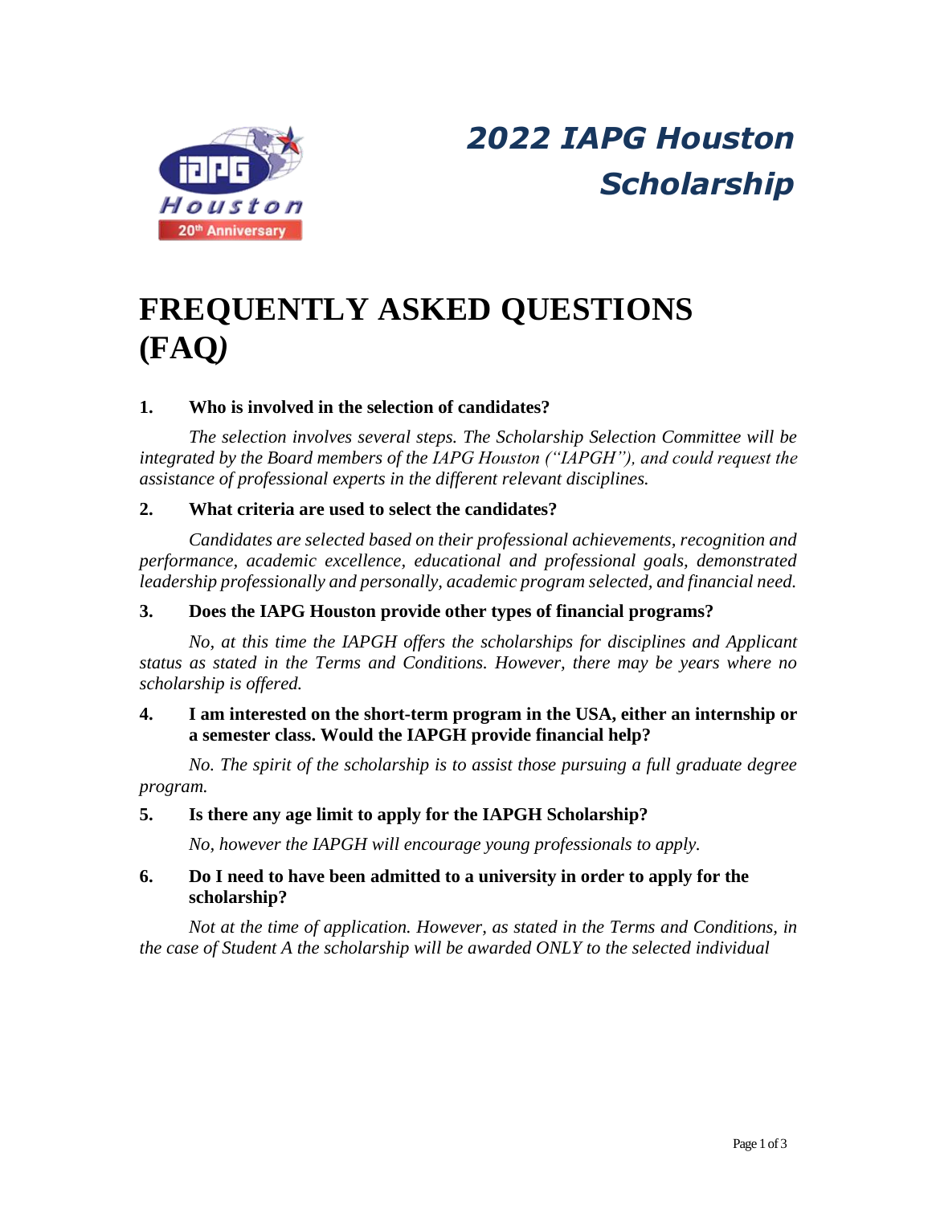# 2022 IAPG Houston Scholarship

# FREQUENTLY ASKED QUESTIONS (FAQ)

**1. Who is involved in the selection of candidates?**

*The selection involves several steps. The Scholarship Selection Committee will be integrated by the Board members of the IAPG Houston ("IAPGH"), and could request the assistance of professional experts in the different relevant disciplines.*

**2. What criteria are used to select the candidates?**

*Candidates are selected based on their professional achievements, recognition and performance, academic excellence, educational and professional goals, demonstrated leadership professionally and personally, academic program selected, and financial need.*

**3. Does the IAPG Houston provide other types of financial programs?**

*No, at this time the IAPGH offers the scholarships for disciplines and Applicant status as stated in the Terms and Conditions. However, there may be years where no scholarship is offered.*

**4. I am interested on the short-term program in the USA, either an internship or a semester class. Would the IAPGH provide financial help?**

*No. The spirit of the scholarship is to assist those pursuing a full graduate degree program.*

**5. Is there any age limit to apply for the IAPGH Scholarship?**

*No, however the IAPGH will encourage young professionals to apply.*

**6. Do I need to have been admitted to a university in order to apply for the scholarship?**

*Not at the time of application. However, as stated in the Terms and Conditions, in the case of Student A the scholarship will be awarded ONLY to the selected individual*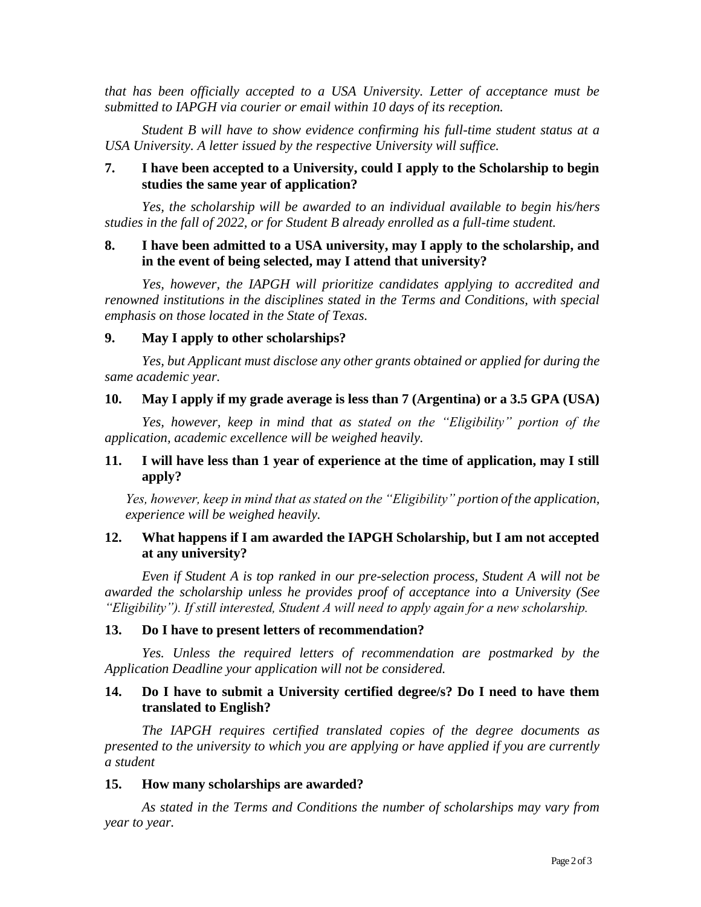*that has been officially accepted to a USA University. Letter of acceptance must be submitted to IAPGH via courier or email within 10 days of its reception.*

*Student B will have to show evidence confirming his full-time student status at a USA University. A letter issued by the respective University will suffice.*

**7. I have been accepted to a University, could I apply to the Scholarship to begin studies the same year of application?**

*Yes, the scholarship will be awarded to an individual available to begin his/hers studies in the fall of 2022, or for Student B already enrolled as a full-time student.*

**8. I have been admitted to a USA university, may I apply to the scholarship, and in the event of being selected, may I attend that university?**

*Yes, however, the IAPGH will prioritize candidates applying to accredited and renowned institutions in the disciplines stated in the Terms and Conditions, with special emphasis on those located in the State of Texas.*

**9. May I apply to other scholarships?**

*Yes, but Applicant must disclose any other grants obtained or applied for during the same academic year.*

**10. May I apply if my grade average is less than 7 (Argentina) or a 3.5 GPA (USA)**

*Yes, however, keep in mind that as stated on the "Eligibility" portion of the application, academic excellence will be weighed heavily.*

**11. I will have less than 1 year of experience at the time of application, may I still apply?**

*Yes, however, keep in mind that as stated on the "Eligibility" portion of the application, experience will be weighed heavily.*

**12. What happens if I am awarded the IAPGH Scholarship, but I am not accepted at any university?**

*Even if Student A is top ranked in our pre-selection process, Student A will not be awarded the scholarship unless he provides proof of acceptance into a University (See "Eligibility"). If still interested, Student A will need to apply again for a new scholarship.*

**13. Do I have to present letters of recommendation?**

*Yes. Unless the required letters of recommendation are postmarked by the Application Deadline your application will not be considered.*

**14. Do I have to submit a University certified degree/s? Do I need to have them translated to English?**

*The IAPGH requires certified translated copies of the degree documents as presented to the university to which you are applying or have applied if you are currently a student*

**15. How many scholarships are awarded?**

*As stated in the Terms and Conditions the number of scholarships may vary from year to year.*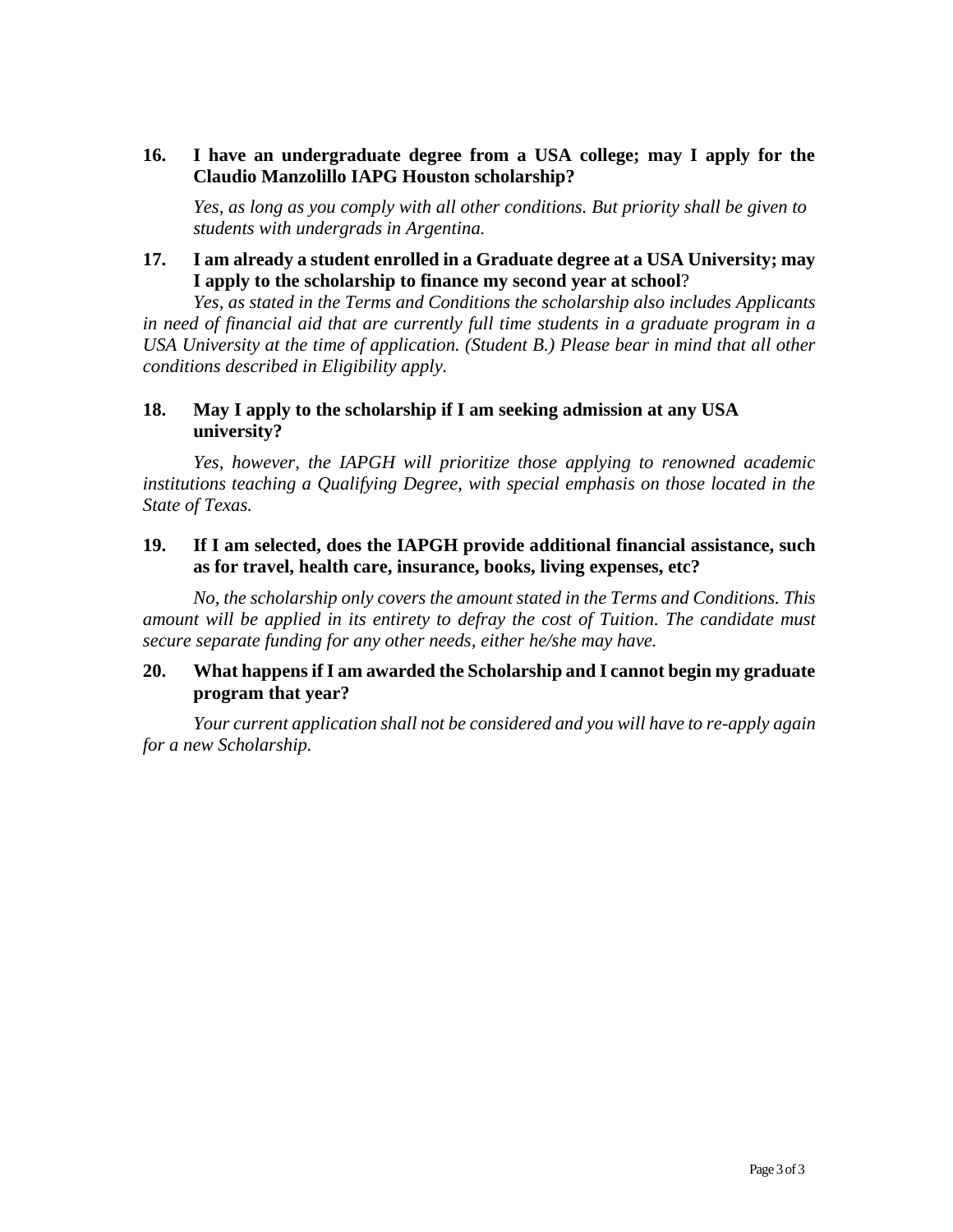**16. I have an undergraduate degree from a USA college; may I apply for the Claudio Manzolillo IAPG Houston scholarship?**

*Yes, as long as you comply with all other conditions. But priority shall be given to students with undergrads in Argentina.*

**17. I am already a student enrolled in a Graduate degree at a USA University; may I apply to the scholarship to finance my second year at school**?

*Yes, as stated in the Terms and Conditions the scholarship also includes Applicants in need of financial aid that are currently full time students in a graduate program in a USA University at the time of application. (Student B.) Please bear in mind that all other conditions described in Eligibility apply.*

**18. May I apply to the scholarship if I am seeking admission at any USA university?**

*Yes, however, the IAPGH will prioritize those applying to renowned academic institutions teaching a Qualifying Degree, with special emphasis on those located in the State of Texas.*

**19. If I am selected, does the IAPGH provide additional financial assistance, such as for travel, health care, insurance, books, living expenses, etc?**

*No, the scholarship only covers the amount stated in the Terms and Conditions. This amount will be applied in its entirety to defray the cost of Tuition. The candidate must secure separate funding for any other needs, either he/she may have.*

**20. What happens if I am awarded the Scholarship and I cannot begin my graduate program that year?**

*Your current application shall not be considered and you will have to re-apply again for a new Scholarship.*